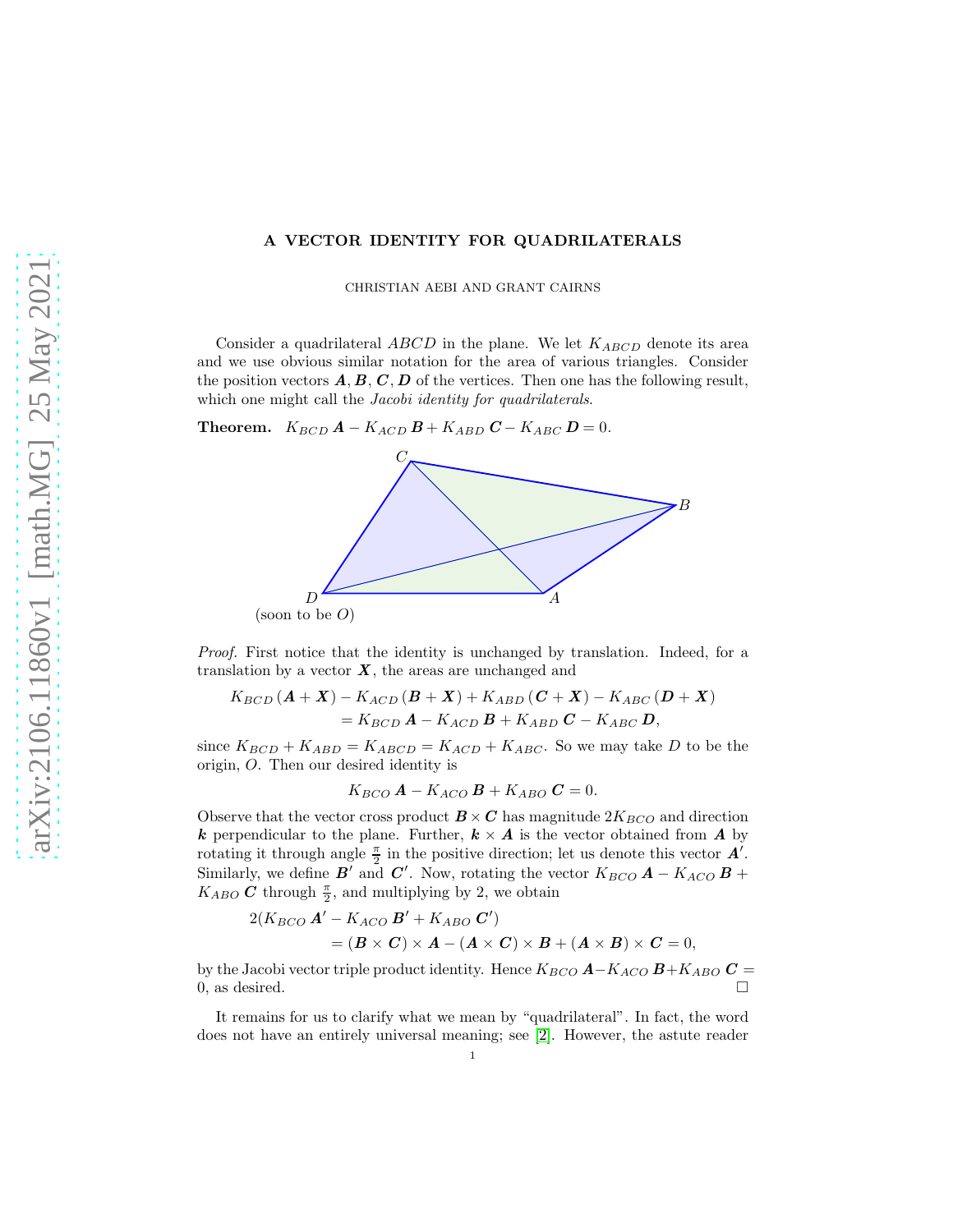# A VECTOR IDENTITY FOR QUADRILATERALS

CHRISTIAN AEBI AND GRANT CAIRNS

Consider a quadrilateral $ABCD$ in the plane. We let $K_{ABCD}$ denote its area and we use obvious similar notation for the area of various triangles. Consider the position vectors $\boldsymbol{A}, \boldsymbol{B}, \boldsymbol{C}, \boldsymbol{D}$ of the vertices. Then one has the following result, which one might call the *Jacobi identity for quadrilaterals*.

**Theorem.** $K_{BCD}\,\boldsymbol{A} - K_{ACD}\,\boldsymbol{B} + K_{ABD}\,\boldsymbol{C} - K_{ABC}\,\boldsymbol{D} = 0.$

(soon to be $O$)

*Proof.* First notice that the identity is unchanged by translation. Indeed, for a translation by a vector $\boldsymbol{X}$, the areas are unchanged and

$$\begin{aligned} K_{BCD}\,(\boldsymbol{A}+\boldsymbol{X}) - K_{ACD}\,(\boldsymbol{B}+\boldsymbol{X}) + K_{ABD}\,(\boldsymbol{C}+\boldsymbol{X}) - K_{ABC}\,(\boldsymbol{D}+\boldsymbol{X}) \\ = K_{BCD}\,\boldsymbol{A} - K_{ACD}\,\boldsymbol{B} + K_{ABD}\,\boldsymbol{C} - K_{ABC}\,\boldsymbol{D}, \end{aligned}$$

since $K_{BCD} + K_{ABD} = K_{ABCD} = K_{ACD} + K_{ABC}$. So we may take $D$ to be the origin, $O$. Then our desired identity is

$$K_{BCO}\,\boldsymbol{A} - K_{ACO}\,\boldsymbol{B} + K_{ABO}\,\boldsymbol{C} = 0.$$

Observe that the vector cross product $\boldsymbol{B}\times\boldsymbol{C}$ has magnitude $2K_{BCO}$ and direction $\boldsymbol{k}$ perpendicular to the plane. Further, $\boldsymbol{k}\times\boldsymbol{A}$ is the vector obtained from $\boldsymbol{A}$ by rotating it through angle $\frac{\pi}{2}$ in the positive direction; let us denote this vector $\boldsymbol{A}'$. Similarly, we define $\boldsymbol{B}'$ and $\boldsymbol{C}'$. Now, rotating the vector $K_{BCO}\,\boldsymbol{A} - K_{ACO}\,\boldsymbol{B} + K_{ABO}\,\boldsymbol{C}$ through $\frac{\pi}{2}$, and multiplying by 2, we obtain

$$\begin{aligned} &2(K_{BCO}\,\boldsymbol{A}' - K_{ACO}\,\boldsymbol{B}' + K_{ABO}\,\boldsymbol{C}') \\ &\qquad = (\boldsymbol{B}\times\boldsymbol{C})\times\boldsymbol{A} - (\boldsymbol{A}\times\boldsymbol{C})\times\boldsymbol{B} + (\boldsymbol{A}\times\boldsymbol{B})\times\boldsymbol{C} = 0, \end{aligned}$$

by the Jacobi vector triple product identity. Hence $K_{BCO}\,\boldsymbol{A} - K_{ACO}\,\boldsymbol{B} + K_{ABO}\,\boldsymbol{C} = 0$, as desired. $\square$

It remains for us to clarify what we mean by "quadrilateral". In fact, the word does not have an entirely universal meaning; see [2]. However, the astute reader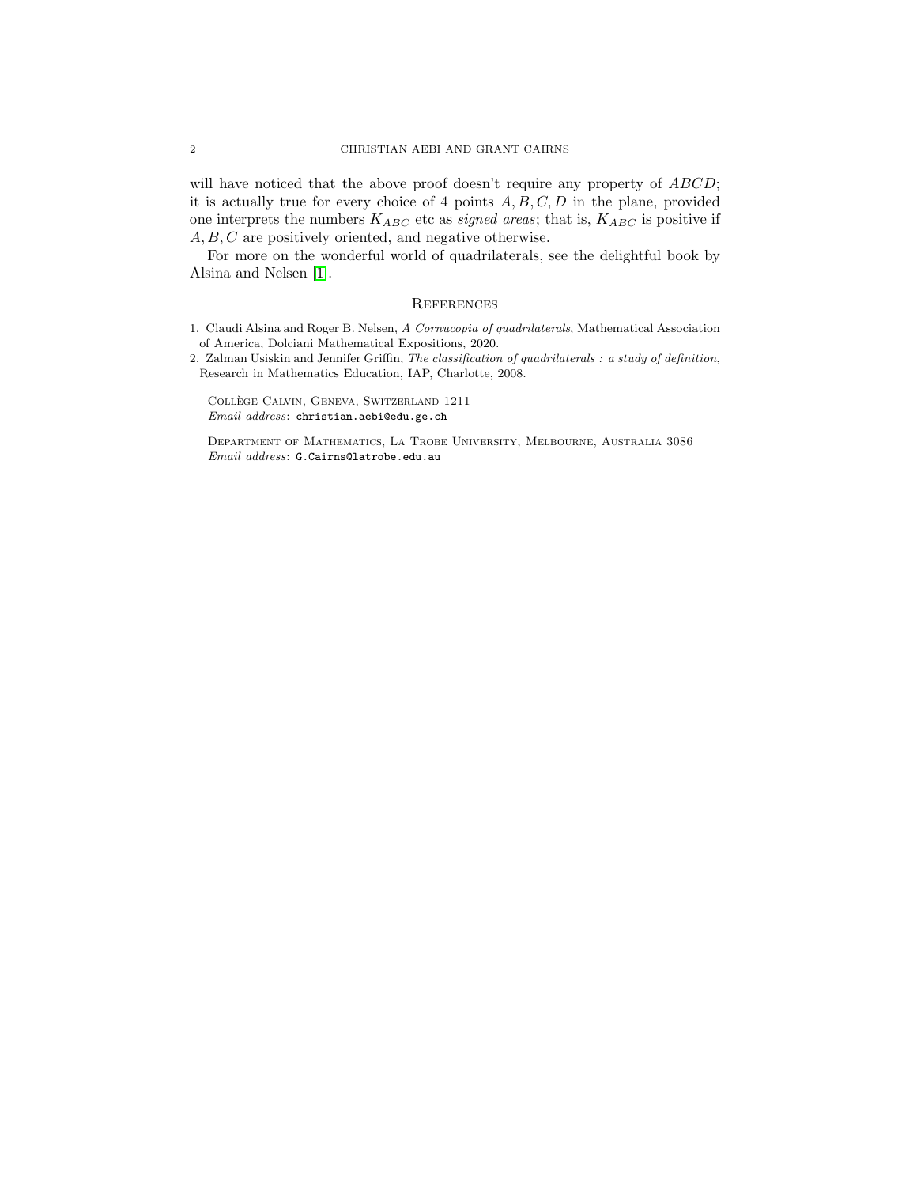will have noticed that the above proof doesn't require any property of $ABCD$; it is actually true for every choice of 4 points $A, B, C, D$ in the plane, provided one interprets the numbers $K_{ABC}$ etc as *signed areas*; that is, $K_{ABC}$ is positive if $A, B, C$ are positively oriented, and negative otherwise.

For more on the wonderful world of quadrilaterals, see the delightful book by Alsina and Nelsen [1].

## References

1. Claudi Alsina and Roger B. Nelsen, *A Cornucopia of quadrilaterals*, Mathematical Association of America, Dolciani Mathematical Expositions, 2020.
2. Zalman Usiskin and Jennifer Griffin, *The classification of quadrilaterals : a study of definition*, Research in Mathematics Education, IAP, Charlotte, 2008.

Collège Calvin, Geneva, Switzerland 1211
*Email address*: christian.aebi@edu.ge.ch

Department of Mathematics, La Trobe University, Melbourne, Australia 3086
*Email address*: G.Cairns@latrobe.edu.au